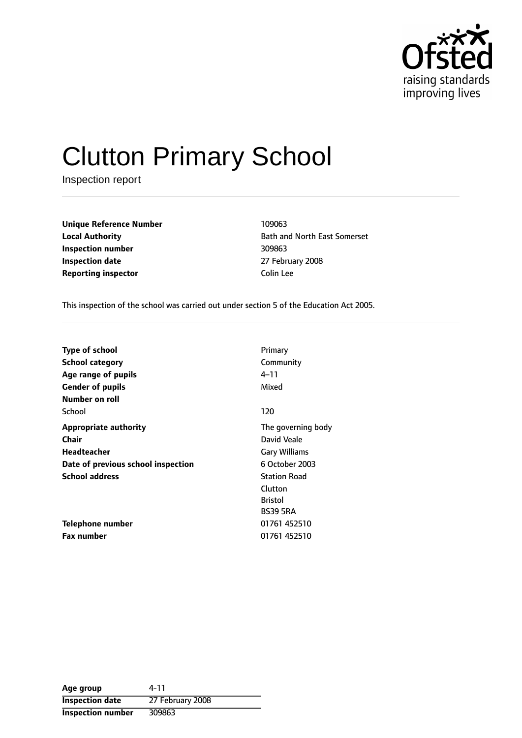# Clutton Primary School

Inspection report

| | |
|---|---|
| **Unique Reference Number** | 109063 |
| **Local Authority** | Bath and North East Somerset |
| **Inspection number** | 309863 |
| **Inspection date** | 27 February 2008 |
| **Reporting inspector** | Colin Lee |

This inspection of the school was carried out under section 5 of the Education Act 2005.

| | |
|---|---|
| **Type of school** | Primary |
| **School category** | Community |
| **Age range of pupils** | 4–11 |
| **Gender of pupils** | Mixed |
| **Number on roll** | |
| School | 120 |
| **Appropriate authority** | The governing body |
| **Chair** | David Veale |
| **Headteacher** | Gary Williams |
| **Date of previous school inspection** | 6 October 2003 |
| **School address** | Station Road<br>Clutton<br>Bristol<br>BS39 5RA |
| **Telephone number** | 01761 452510 |
| **Fax number** | 01761 452510 |

| | |
|---|---|
| **Age group** | 4-11 |
| **Inspection date** | 27 February 2008 |
| **Inspection number** | 309863 |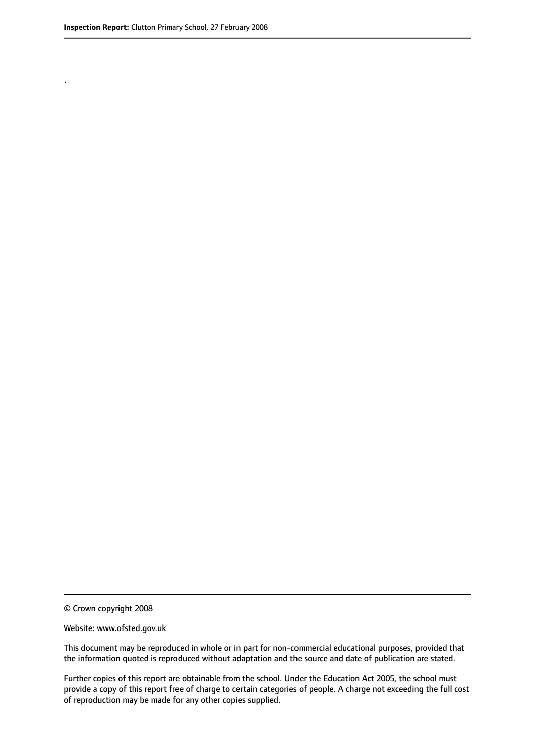.

© Crown copyright 2008

Website: www.ofsted.gov.uk

This document may be reproduced in whole or in part for non-commercial educational purposes, provided that the information quoted is reproduced without adaptation and the source and date of publication are stated.

Further copies of this report are obtainable from the school. Under the Education Act 2005, the school must provide a copy of this report free of charge to certain categories of people. A charge not exceeding the full cost of reproduction may be made for any other copies supplied.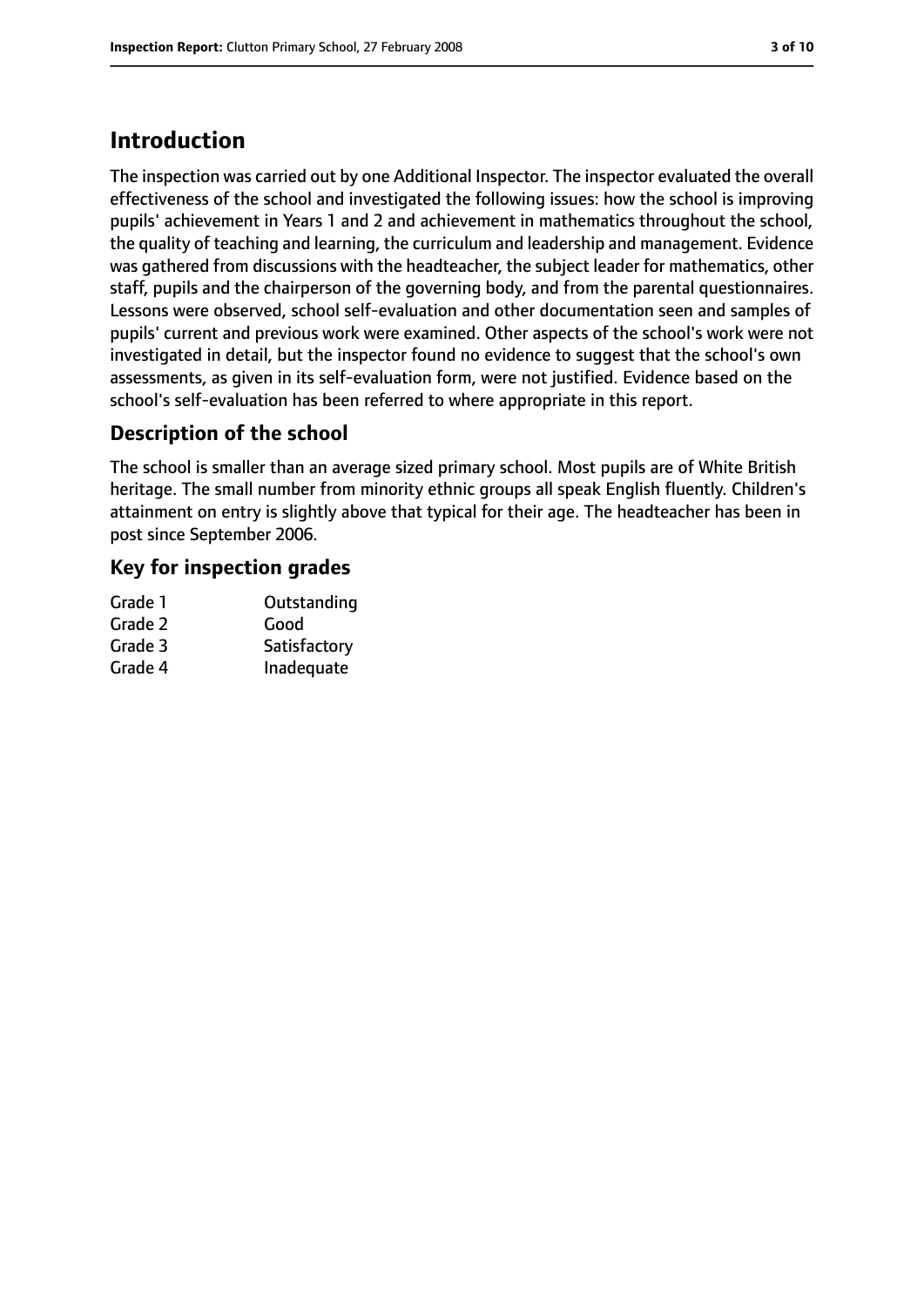# Introduction

The inspection was carried out by one Additional Inspector. The inspector evaluated the overall effectiveness of the school and investigated the following issues: how the school is improving pupils' achievement in Years 1 and 2 and achievement in mathematics throughout the school, the quality of teaching and learning, the curriculum and leadership and management. Evidence was gathered from discussions with the headteacher, the subject leader for mathematics, other staff, pupils and the chairperson of the governing body, and from the parental questionnaires. Lessons were observed, school self-evaluation and other documentation seen and samples of pupils' current and previous work were examined. Other aspects of the school's work were not investigated in detail, but the inspector found no evidence to suggest that the school's own assessments, as given in its self-evaluation form, were not justified. Evidence based on the school's self-evaluation has been referred to where appropriate in this report.

## Description of the school

The school is smaller than an average sized primary school. Most pupils are of White British heritage. The small number from minority ethnic groups all speak English fluently. Children's attainment on entry is slightly above that typical for their age. The headteacher has been in post since September 2006.

## Key for inspection grades

| | |
|---|---|
| Grade 1 | Outstanding |
| Grade 2 | Good |
| Grade 3 | Satisfactory |
| Grade 4 | Inadequate |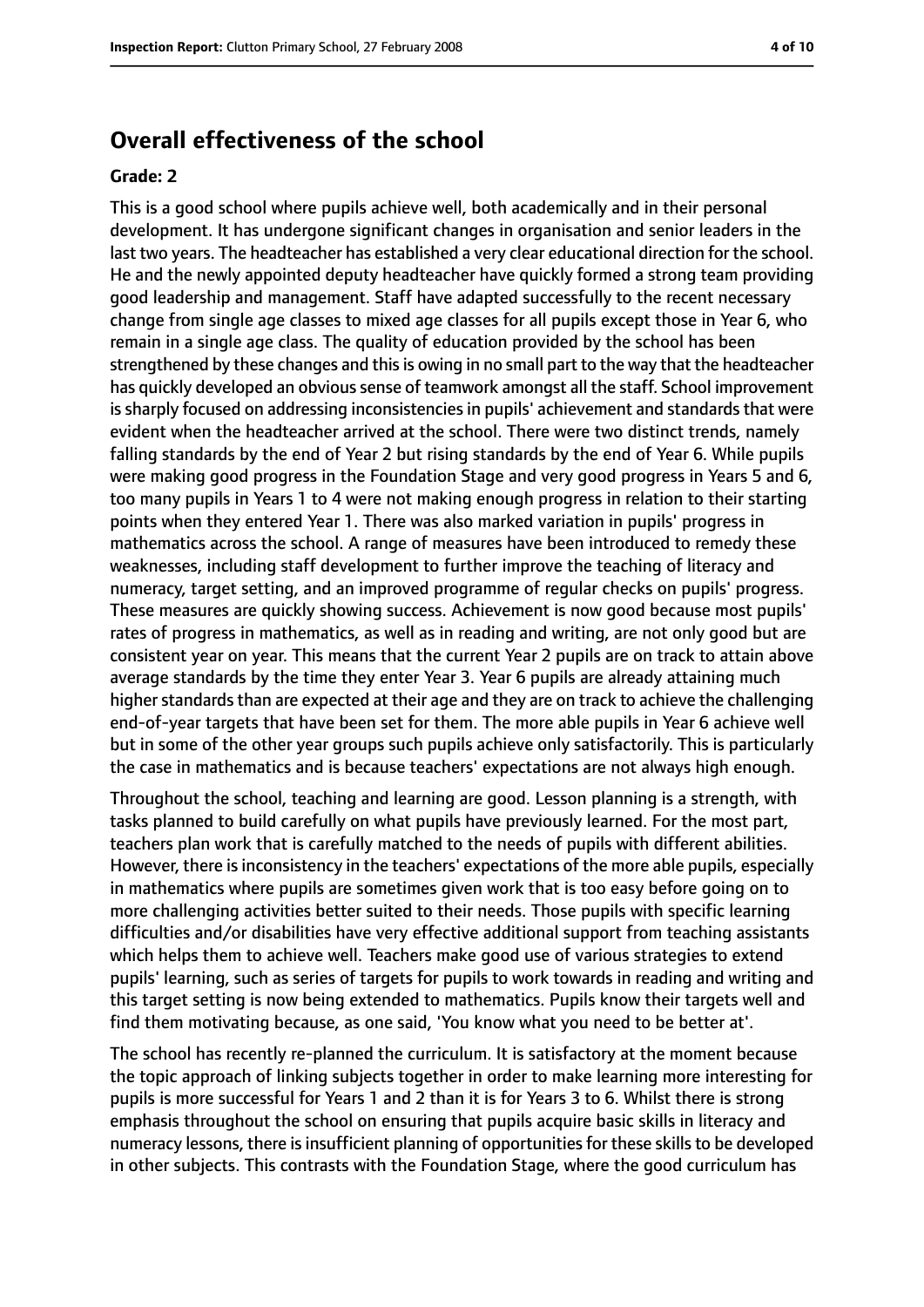## Overall effectiveness of the school

### Grade: 2

This is a good school where pupils achieve well, both academically and in their personal development. It has undergone significant changes in organisation and senior leaders in the last two years. The headteacher has established a very clear educational direction for the school. He and the newly appointed deputy headteacher have quickly formed a strong team providing good leadership and management. Staff have adapted successfully to the recent necessary change from single age classes to mixed age classes for all pupils except those in Year 6, who remain in a single age class. The quality of education provided by the school has been strengthened by these changes and this is owing in no small part to the way that the headteacher has quickly developed an obvious sense of teamwork amongst all the staff. School improvement is sharply focused on addressing inconsistencies in pupils' achievement and standards that were evident when the headteacher arrived at the school. There were two distinct trends, namely falling standards by the end of Year 2 but rising standards by the end of Year 6. While pupils were making good progress in the Foundation Stage and very good progress in Years 5 and 6, too many pupils in Years 1 to 4 were not making enough progress in relation to their starting points when they entered Year 1. There was also marked variation in pupils' progress in mathematics across the school. A range of measures have been introduced to remedy these weaknesses, including staff development to further improve the teaching of literacy and numeracy, target setting, and an improved programme of regular checks on pupils' progress. These measures are quickly showing success. Achievement is now good because most pupils' rates of progress in mathematics, as well as in reading and writing, are not only good but are consistent year on year. This means that the current Year 2 pupils are on track to attain above average standards by the time they enter Year 3. Year 6 pupils are already attaining much higher standards than are expected at their age and they are on track to achieve the challenging end-of-year targets that have been set for them. The more able pupils in Year 6 achieve well but in some of the other year groups such pupils achieve only satisfactorily. This is particularly the case in mathematics and is because teachers' expectations are not always high enough.

Throughout the school, teaching and learning are good. Lesson planning is a strength, with tasks planned to build carefully on what pupils have previously learned. For the most part, teachers plan work that is carefully matched to the needs of pupils with different abilities. However, there is inconsistency in the teachers' expectations of the more able pupils, especially in mathematics where pupils are sometimes given work that is too easy before going on to more challenging activities better suited to their needs. Those pupils with specific learning difficulties and/or disabilities have very effective additional support from teaching assistants which helps them to achieve well. Teachers make good use of various strategies to extend pupils' learning, such as series of targets for pupils to work towards in reading and writing and this target setting is now being extended to mathematics. Pupils know their targets well and find them motivating because, as one said, 'You know what you need to be better at'.

The school has recently re-planned the curriculum. It is satisfactory at the moment because the topic approach of linking subjects together in order to make learning more interesting for pupils is more successful for Years 1 and 2 than it is for Years 3 to 6. Whilst there is strong emphasis throughout the school on ensuring that pupils acquire basic skills in literacy and numeracy lessons, there is insufficient planning of opportunities for these skills to be developed in other subjects. This contrasts with the Foundation Stage, where the good curriculum has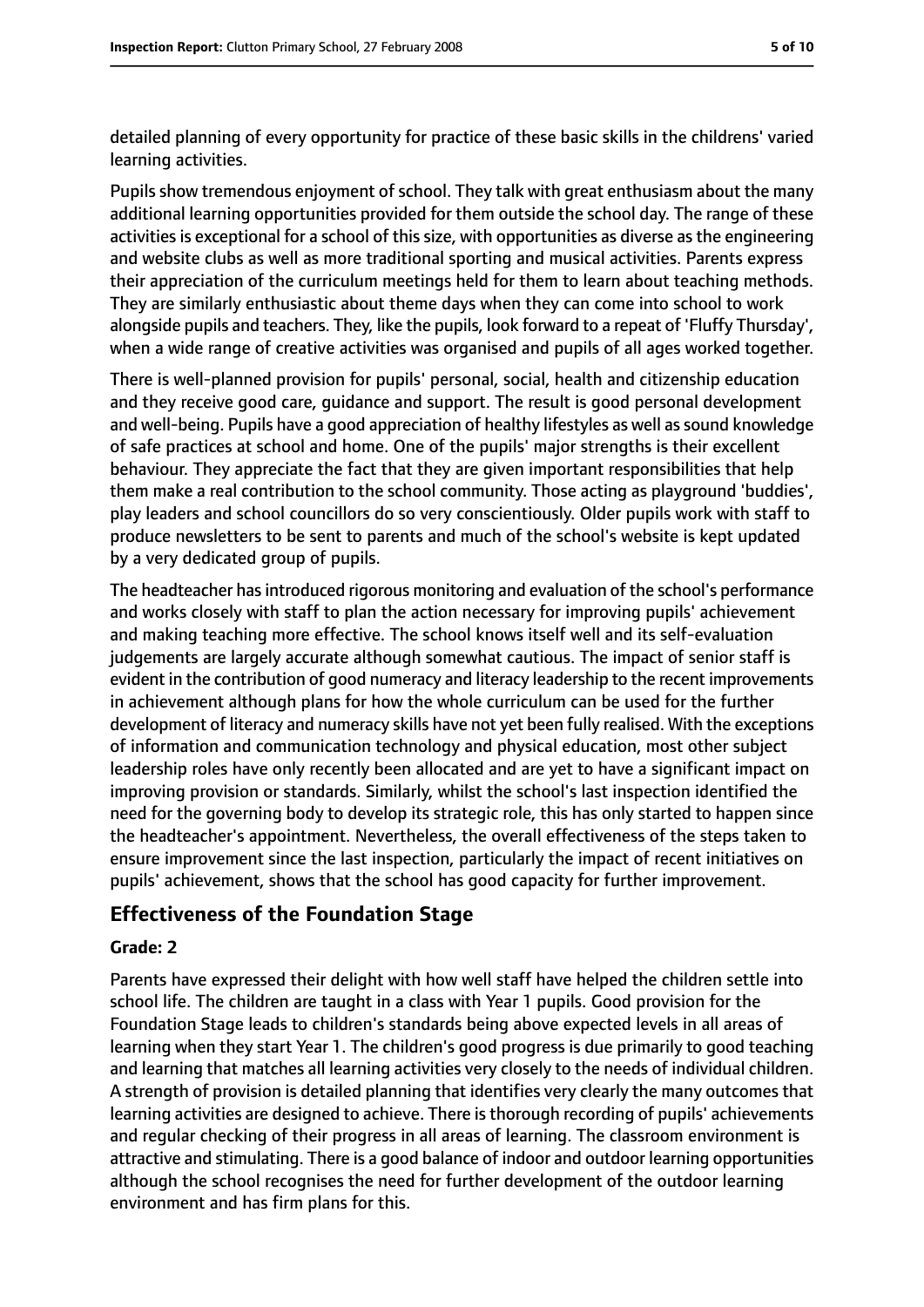detailed planning of every opportunity for practice of these basic skills in the childrens' varied learning activities.

Pupils show tremendous enjoyment of school. They talk with great enthusiasm about the many additional learning opportunities provided for them outside the school day. The range of these activities is exceptional for a school of this size, with opportunities as diverse as the engineering and website clubs as well as more traditional sporting and musical activities. Parents express their appreciation of the curriculum meetings held for them to learn about teaching methods. They are similarly enthusiastic about theme days when they can come into school to work alongside pupils and teachers. They, like the pupils, look forward to a repeat of 'Fluffy Thursday', when a wide range of creative activities was organised and pupils of all ages worked together.

There is well-planned provision for pupils' personal, social, health and citizenship education and they receive good care, guidance and support. The result is good personal development and well-being. Pupils have a good appreciation of healthy lifestyles as well as sound knowledge of safe practices at school and home. One of the pupils' major strengths is their excellent behaviour. They appreciate the fact that they are given important responsibilities that help them make a real contribution to the school community. Those acting as playground 'buddies', play leaders and school councillors do so very conscientiously. Older pupils work with staff to produce newsletters to be sent to parents and much of the school's website is kept updated by a very dedicated group of pupils.

The headteacher has introduced rigorous monitoring and evaluation of the school's performance and works closely with staff to plan the action necessary for improving pupils' achievement and making teaching more effective. The school knows itself well and its self-evaluation judgements are largely accurate although somewhat cautious. The impact of senior staff is evident in the contribution of good numeracy and literacy leadership to the recent improvements in achievement although plans for how the whole curriculum can be used for the further development of literacy and numeracy skills have not yet been fully realised. With the exceptions of information and communication technology and physical education, most other subject leadership roles have only recently been allocated and are yet to have a significant impact on improving provision or standards. Similarly, whilst the school's last inspection identified the need for the governing body to develop its strategic role, this has only started to happen since the headteacher's appointment. Nevertheless, the overall effectiveness of the steps taken to ensure improvement since the last inspection, particularly the impact of recent initiatives on pupils' achievement, shows that the school has good capacity for further improvement.

## Effectiveness of the Foundation Stage

### Grade: 2

Parents have expressed their delight with how well staff have helped the children settle into school life. The children are taught in a class with Year 1 pupils. Good provision for the Foundation Stage leads to children's standards being above expected levels in all areas of learning when they start Year 1. The children's good progress is due primarily to good teaching and learning that matches all learning activities very closely to the needs of individual children. A strength of provision is detailed planning that identifies very clearly the many outcomes that learning activities are designed to achieve. There is thorough recording of pupils' achievements and regular checking of their progress in all areas of learning. The classroom environment is attractive and stimulating. There is a good balance of indoor and outdoor learning opportunities although the school recognises the need for further development of the outdoor learning environment and has firm plans for this.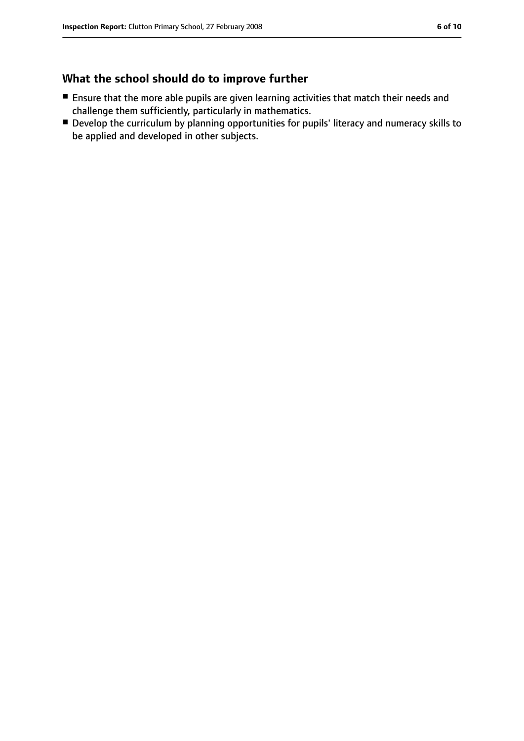## What the school should do to improve further

- Ensure that the more able pupils are given learning activities that match their needs and challenge them sufficiently, particularly in mathematics.
- Develop the curriculum by planning opportunities for pupils' literacy and numeracy skills to be applied and developed in other subjects.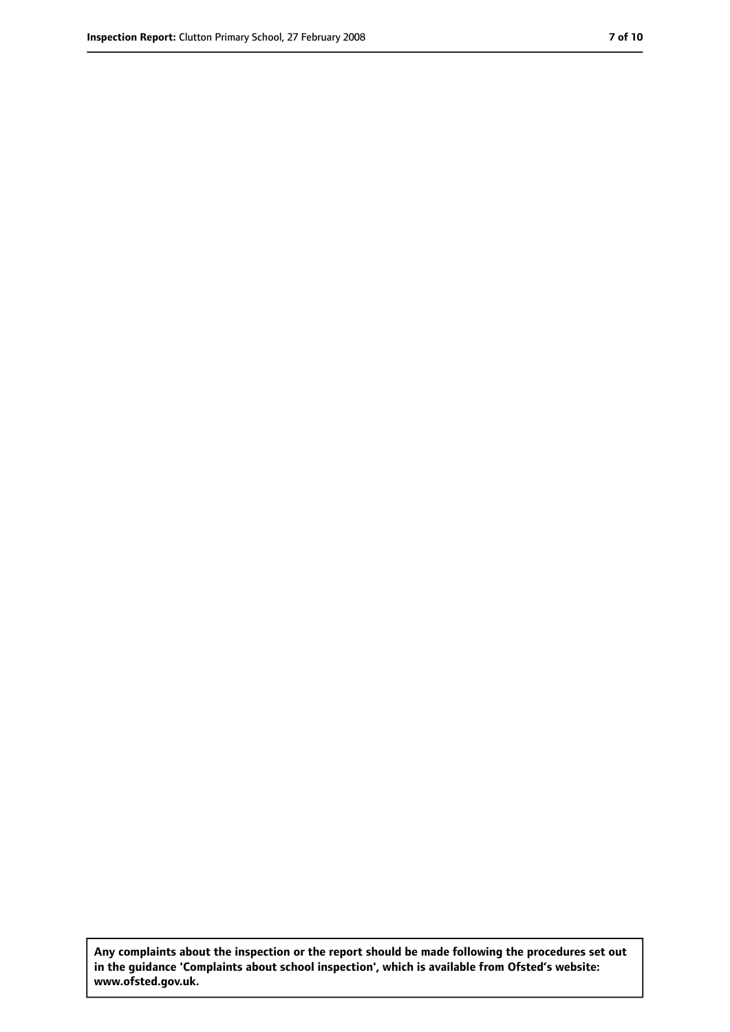**Any complaints about the inspection or the report should be made following the procedures set out in the guidance 'Complaints about school inspection', which is available from Ofsted's website: www.ofsted.gov.uk.**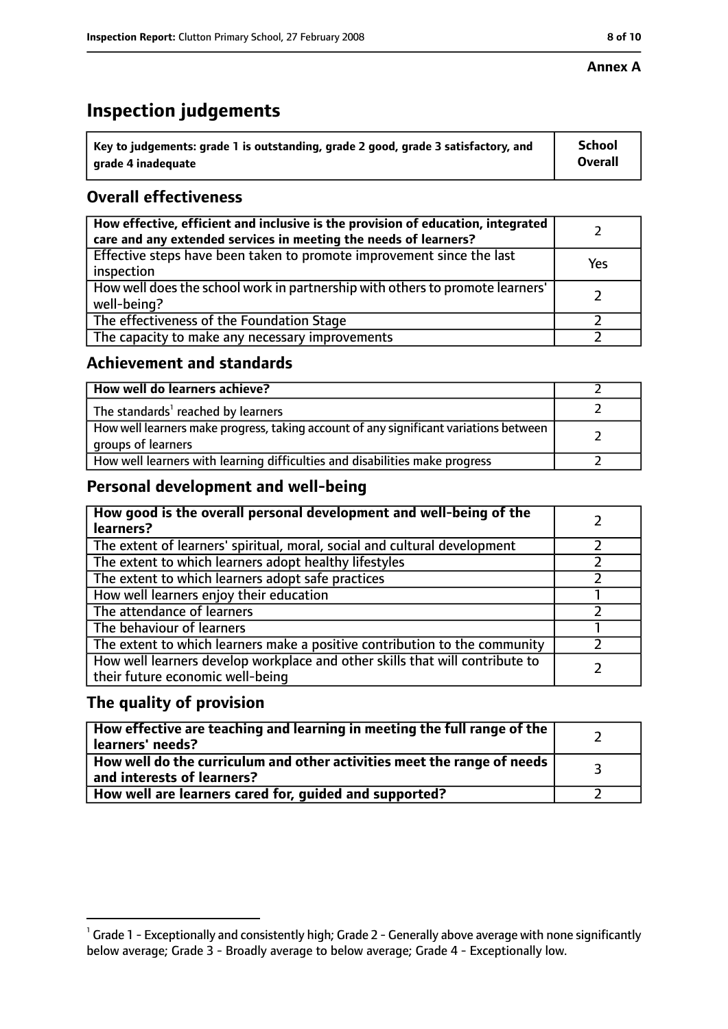**Annex A**

# Inspection judgements

| Key to judgements: grade 1 is outstanding, grade 2 good, grade 3 satisfactory, and grade 4 inadequate | School Overall |
|---|---|

## Overall effectiveness

| | |
|---|---|
| How effective, efficient and inclusive is the provision of education, integrated care and any extended services in meeting the needs of learners? | 2 |
| Effective steps have been taken to promote improvement since the last inspection | Yes |
| How well does the school work in partnership with others to promote learners' well-being? | 2 |
| The effectiveness of the Foundation Stage | 2 |
| The capacity to make any necessary improvements | 2 |

## Achievement and standards

| | |
|---|---|
| How well do learners achieve? | 2 |
| The standards[1] reached by learners | 2 |
| How well learners make progress, taking account of any significant variations between groups of learners | 2 |
| How well learners with learning difficulties and disabilities make progress | 2 |

## Personal development and well-being

| | |
|---|---|
| How good is the overall personal development and well-being of the learners? | 2 |
| The extent of learners' spiritual, moral, social and cultural development | 2 |
| The extent to which learners adopt healthy lifestyles | 2 |
| The extent to which learners adopt safe practices | 2 |
| How well learners enjoy their education | 1 |
| The attendance of learners | 2 |
| The behaviour of learners | 1 |
| The extent to which learners make a positive contribution to the community | 2 |
| How well learners develop workplace and other skills that will contribute to their future economic well-being | 2 |

## The quality of provision

| | |
|---|---|
| How effective are teaching and learning in meeting the full range of the learners' needs? | 2 |
| How well do the curriculum and other activities meet the range of needs and interests of learners? | 3 |
| How well are learners cared for, guided and supported? | 2 |

[1] Grade 1 - Exceptionally and consistently high; Grade 2 - Generally above average with none significantly below average; Grade 3 - Broadly average to below average; Grade 4 - Exceptionally low.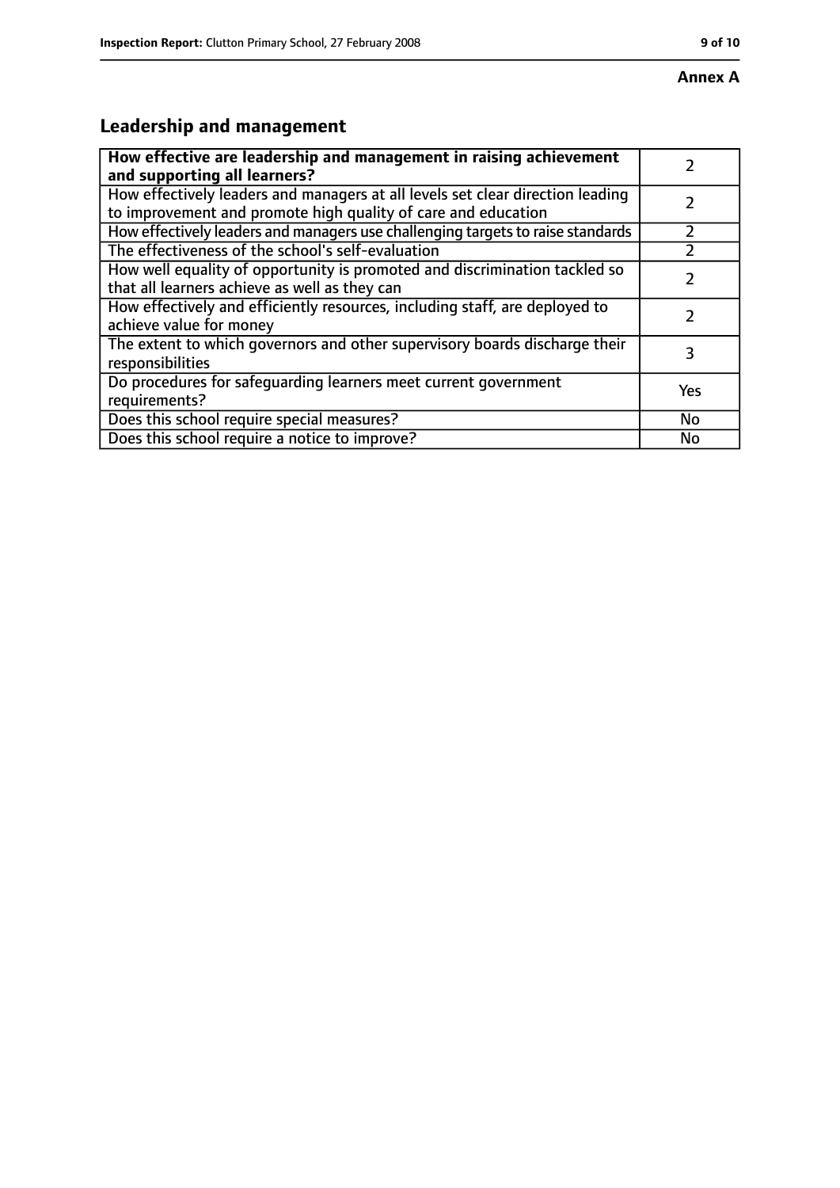**Annex A**

## Leadership and management

| How effective are leadership and management in raising achievement and supporting all learners? | 2 |
| --- | --- |
| How effectively leaders and managers at all levels set clear direction leading to improvement and promote high quality of care and education | 2 |
| How effectively leaders and managers use challenging targets to raise standards | 2 |
| The effectiveness of the school's self-evaluation | 2 |
| How well equality of opportunity is promoted and discrimination tackled so that all learners achieve as well as they can | 2 |
| How effectively and efficiently resources, including staff, are deployed to achieve value for money | 2 |
| The extent to which governors and other supervisory boards discharge their responsibilities | 3 |
| Do procedures for safeguarding learners meet current government requirements? | Yes |
| Does this school require special measures? | No |
| Does this school require a notice to improve? | No |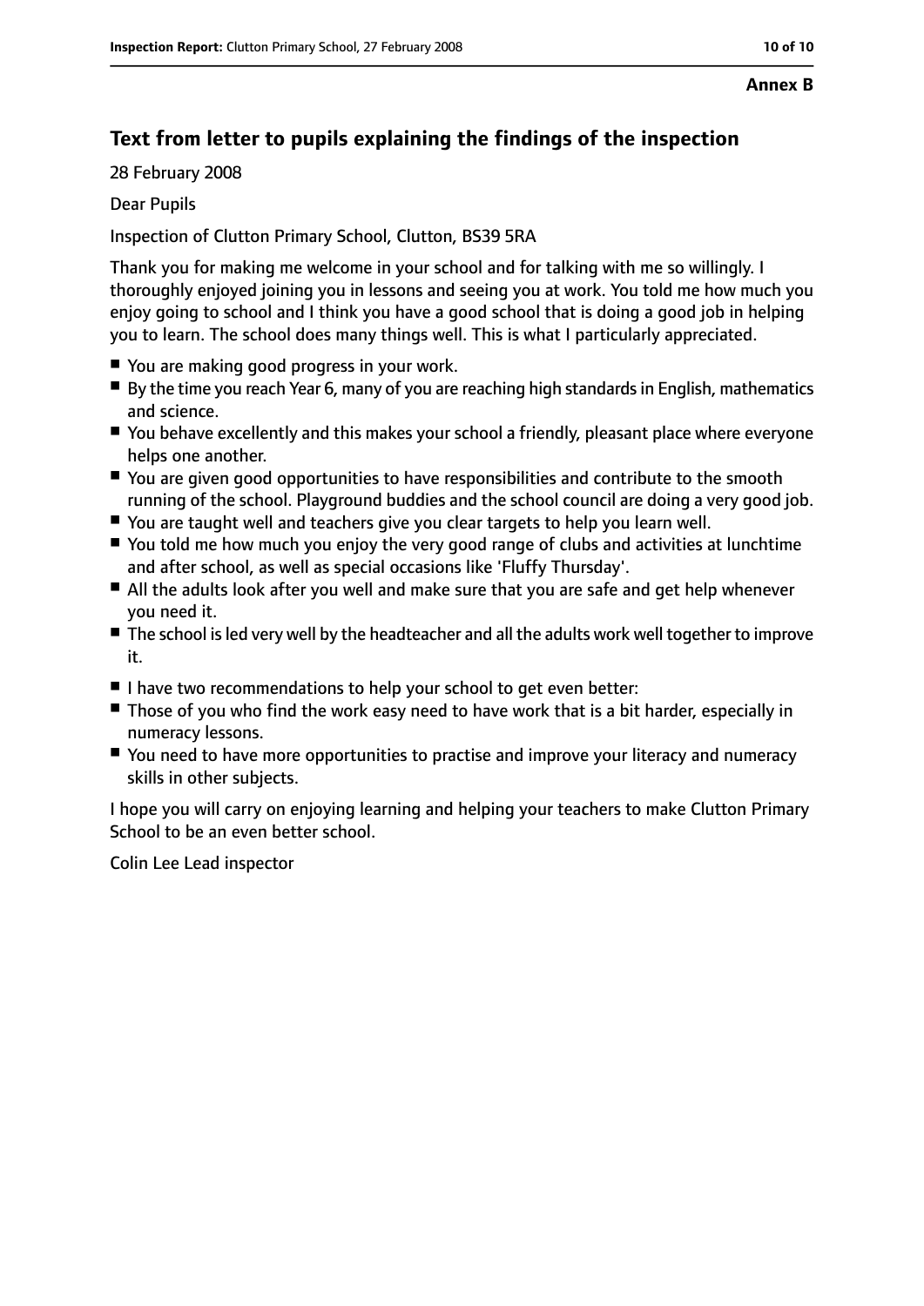**Annex B**

## Text from letter to pupils explaining the findings of the inspection

28 February 2008

Dear Pupils

Inspection of Clutton Primary School, Clutton, BS39 5RA

Thank you for making me welcome in your school and for talking with me so willingly. I thoroughly enjoyed joining you in lessons and seeing you at work. You told me how much you enjoy going to school and I think you have a good school that is doing a good job in helping you to learn. The school does many things well. This is what I particularly appreciated.

- You are making good progress in your work.
- By the time you reach Year 6, many of you are reaching high standards in English, mathematics and science.
- You behave excellently and this makes your school a friendly, pleasant place where everyone helps one another.
- You are given good opportunities to have responsibilities and contribute to the smooth running of the school. Playground buddies and the school council are doing a very good job.
- You are taught well and teachers give you clear targets to help you learn well.
- You told me how much you enjoy the very good range of clubs and activities at lunchtime and after school, as well as special occasions like 'Fluffy Thursday'.
- All the adults look after you well and make sure that you are safe and get help whenever you need it.
- The school is led very well by the headteacher and all the adults work well together to improve it.

- I have two recommendations to help your school to get even better:
- Those of you who find the work easy need to have work that is a bit harder, especially in numeracy lessons.
- You need to have more opportunities to practise and improve your literacy and numeracy skills in other subjects.

I hope you will carry on enjoying learning and helping your teachers to make Clutton Primary School to be an even better school.

Colin Lee Lead inspector